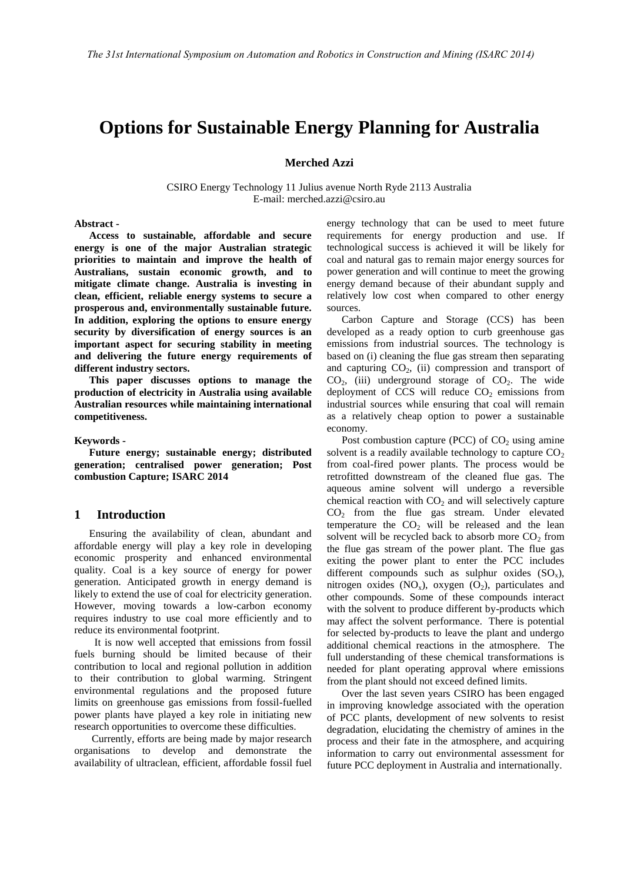# Options for Sustainable Energy Planning for Australia

**Merched Azzi**

CSIRO Energy Technology 11 Julius avenue North Ryde 2113 Australia
E-mail: merched.azzi@csiro.au

**Abstract -**

**Access to sustainable, affordable and secure energy is one of the major Australian strategic priorities to maintain and improve the health of Australians, sustain economic growth, and to mitigate climate change. Australia is investing in clean, efficient, reliable energy systems to secure a prosperous and, environmentally sustainable future. In addition, exploring the options to ensure energy security by diversification of energy sources is an important aspect for securing stability in meeting and delivering the future energy requirements of different industry sectors.**

**This paper discusses options to manage the production of electricity in Australia using available Australian resources while maintaining international competitiveness.**

**Keywords -**

**Future energy; sustainable energy; distributed generation; centralised power generation; Post combustion Capture; ISARC 2014**

## 1 Introduction

Ensuring the availability of clean, abundant and affordable energy will play a key role in developing economic prosperity and enhanced environmental quality. Coal is a key source of energy for power generation. Anticipated growth in energy demand is likely to extend the use of coal for electricity generation. However, moving towards a low-carbon economy requires industry to use coal more efficiently and to reduce its environmental footprint.

It is now well accepted that emissions from fossil fuels burning should be limited because of their contribution to local and regional pollution in addition to their contribution to global warming. Stringent environmental regulations and the proposed future limits on greenhouse gas emissions from fossil-fuelled power plants have played a key role in initiating new research opportunities to overcome these difficulties.

Currently, efforts are being made by major research organisations to develop and demonstrate the availability of ultraclean, efficient, affordable fossil fuel energy technology that can be used to meet future requirements for energy production and use. If technological success is achieved it will be likely for coal and natural gas to remain major energy sources for power generation and will continue to meet the growing energy demand because of their abundant supply and relatively low cost when compared to other energy sources.

Carbon Capture and Storage (CCS) has been developed as a ready option to curb greenhouse gas emissions from industrial sources. The technology is based on (i) cleaning the flue gas stream then separating and capturing $CO_2$, (ii) compression and transport of $CO_2$, (iii) underground storage of $CO_2$. The wide deployment of CCS will reduce $CO_2$ emissions from industrial sources while ensuring that coal will remain as a relatively cheap option to power a sustainable economy.

Post combustion capture (PCC) of $CO_2$ using amine solvent is a readily available technology to capture $CO_2$ from coal-fired power plants. The process would be retrofitted downstream of the cleaned flue gas. The aqueous amine solvent will undergo a reversible chemical reaction with $CO_2$ and will selectively capture $CO_2$ from the flue gas stream. Under elevated temperature the $CO_2$ will be released and the lean solvent will be recycled back to absorb more $CO_2$ from the flue gas stream of the power plant. The flue gas exiting the power plant to enter the PCC includes different compounds such as sulphur oxides ($SO_x$), nitrogen oxides ($NO_x$), oxygen ($O_2$), particulates and other compounds. Some of these compounds interact with the solvent to produce different by-products which may affect the solvent performance. There is potential for selected by-products to leave the plant and undergo additional chemical reactions in the atmosphere. The full understanding of these chemical transformations is needed for plant operating approval where emissions from the plant should not exceed defined limits.

Over the last seven years CSIRO has been engaged in improving knowledge associated with the operation of PCC plants, development of new solvents to resist degradation, elucidating the chemistry of amines in the process and their fate in the atmosphere, and acquiring information to carry out environmental assessment for future PCC deployment in Australia and internationally.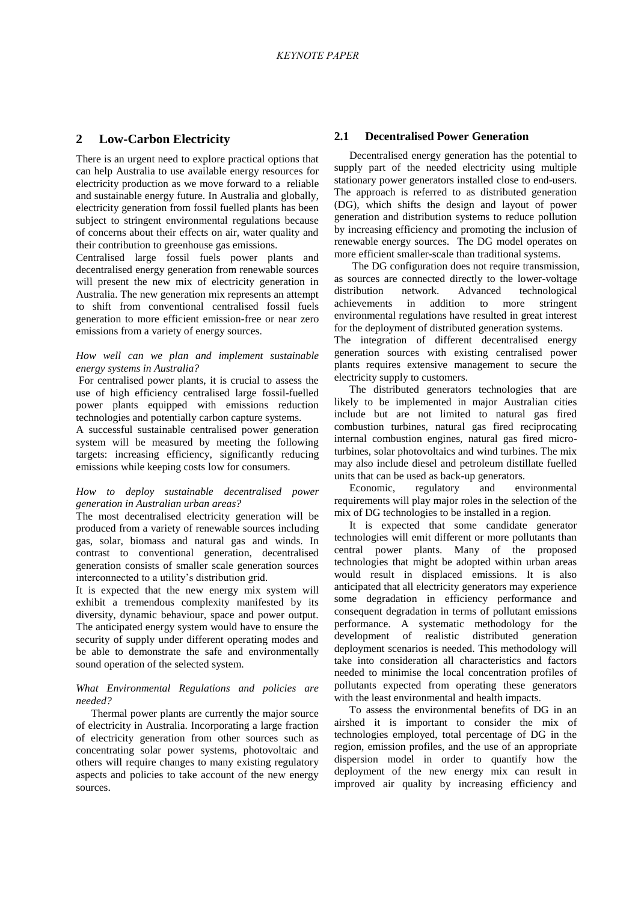## 2 Low-Carbon Electricity

There is an urgent need to explore practical options that can help Australia to use available energy resources for electricity production as we move forward to a reliable and sustainable energy future. In Australia and globally, electricity generation from fossil fuelled plants has been subject to stringent environmental regulations because of concerns about their effects on air, water quality and their contribution to greenhouse gas emissions.

Centralised large fossil fuels power plants and decentralised energy generation from renewable sources will present the new mix of electricity generation in Australia. The new generation mix represents an attempt to shift from conventional centralised fossil fuels generation to more efficient emission-free or near zero emissions from a variety of energy sources.

*How well can we plan and implement sustainable energy systems in Australia?*

For centralised power plants, it is crucial to assess the use of high efficiency centralised large fossil-fuelled power plants equipped with emissions reduction technologies and potentially carbon capture systems.

A successful sustainable centralised power generation system will be measured by meeting the following targets: increasing efficiency, significantly reducing emissions while keeping costs low for consumers.

*How to deploy sustainable decentralised power generation in Australian urban areas?*

The most decentralised electricity generation will be produced from a variety of renewable sources including gas, solar, biomass and natural gas and winds. In contrast to conventional generation, decentralised generation consists of smaller scale generation sources interconnected to a utility's distribution grid.

It is expected that the new energy mix system will exhibit a tremendous complexity manifested by its diversity, dynamic behaviour, space and power output. The anticipated energy system would have to ensure the security of supply under different operating modes and be able to demonstrate the safe and environmentally sound operation of the selected system.

*What Environmental Regulations and policies are needed?*

Thermal power plants are currently the major source of electricity in Australia. Incorporating a large fraction of electricity generation from other sources such as concentrating solar power systems, photovoltaic and others will require changes to many existing regulatory aspects and policies to take account of the new energy sources.

### 2.1 Decentralised Power Generation

Decentralised energy generation has the potential to supply part of the needed electricity using multiple stationary power generators installed close to end-users. The approach is referred to as distributed generation (DG), which shifts the design and layout of power generation and distribution systems to reduce pollution by increasing efficiency and promoting the inclusion of renewable energy sources. The DG model operates on more efficient smaller-scale than traditional systems.

The DG configuration does not require transmission, as sources are connected directly to the lower-voltage distribution network. Advanced technological achievements in addition to more stringent environmental regulations have resulted in great interest for the deployment of distributed generation systems.

The integration of different decentralised energy generation sources with existing centralised power plants requires extensive management to secure the electricity supply to customers.

The distributed generators technologies that are likely to be implemented in major Australian cities include but are not limited to natural gas fired combustion turbines, natural gas fired reciprocating internal combustion engines, natural gas fired micro-turbines, solar photovoltaics and wind turbines. The mix may also include diesel and petroleum distillate fuelled units that can be used as back-up generators.

Economic, regulatory and environmental requirements will play major roles in the selection of the mix of DG technologies to be installed in a region.

It is expected that some candidate generator technologies will emit different or more pollutants than central power plants. Many of the proposed technologies that might be adopted within urban areas would result in displaced emissions. It is also anticipated that all electricity generators may experience some degradation in efficiency performance and consequent degradation in terms of pollutant emissions performance. A systematic methodology for the development of realistic distributed generation deployment scenarios is needed. This methodology will take into consideration all characteristics and factors needed to minimise the local concentration profiles of pollutants expected from operating these generators with the least environmental and health impacts.

To assess the environmental benefits of DG in an airshed it is important to consider the mix of technologies employed, total percentage of DG in the region, emission profiles, and the use of an appropriate dispersion model in order to quantify how the deployment of the new energy mix can result in improved air quality by increasing efficiency and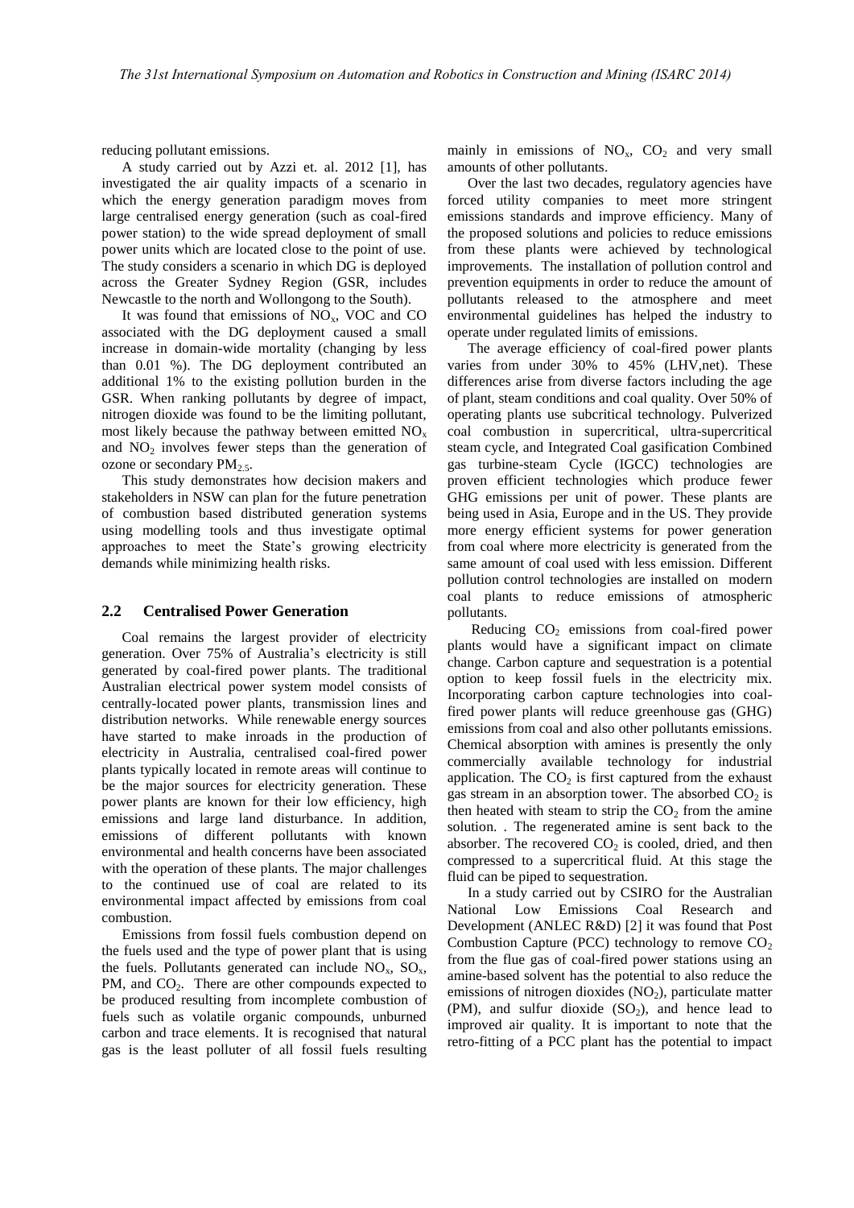reducing pollutant emissions.

A study carried out by Azzi et. al. 2012 [1], has investigated the air quality impacts of a scenario in which the energy generation paradigm moves from large centralised energy generation (such as coal-fired power station) to the wide spread deployment of small power units which are located close to the point of use. The study considers a scenario in which DG is deployed across the Greater Sydney Region (GSR, includes Newcastle to the north and Wollongong to the South).

It was found that emissions of $NO_x$, VOC and CO associated with the DG deployment caused a small increase in domain-wide mortality (changing by less than 0.01 %). The DG deployment contributed an additional 1% to the existing pollution burden in the GSR. When ranking pollutants by degree of impact, nitrogen dioxide was found to be the limiting pollutant, most likely because the pathway between emitted $NO_x$ and $NO_2$ involves fewer steps than the generation of ozone or secondary $PM_{2.5}$.

This study demonstrates how decision makers and stakeholders in NSW can plan for the future penetration of combustion based distributed generation systems using modelling tools and thus investigate optimal approaches to meet the State's growing electricity demands while minimizing health risks.

## 2.2 Centralised Power Generation

Coal remains the largest provider of electricity generation. Over 75% of Australia's electricity is still generated by coal-fired power plants. The traditional Australian electrical power system model consists of centrally-located power plants, transmission lines and distribution networks. While renewable energy sources have started to make inroads in the production of electricity in Australia, centralised coal-fired power plants typically located in remote areas will continue to be the major sources for electricity generation. These power plants are known for their low efficiency, high emissions and large land disturbance. In addition, emissions of different pollutants with known environmental and health concerns have been associated with the operation of these plants. The major challenges to the continued use of coal are related to its environmental impact affected by emissions from coal combustion.

Emissions from fossil fuels combustion depend on the fuels used and the type of power plant that is using the fuels. Pollutants generated can include $NO_x$, $SO_x$, PM, and $CO_2$. There are other compounds expected to be produced resulting from incomplete combustion of fuels such as volatile organic compounds, unburned carbon and trace elements. It is recognised that natural gas is the least polluter of all fossil fuels resulting mainly in emissions of $NO_x$, $CO_2$ and very small amounts of other pollutants.

Over the last two decades, regulatory agencies have forced utility companies to meet more stringent emissions standards and improve efficiency. Many of the proposed solutions and policies to reduce emissions from these plants were achieved by technological improvements. The installation of pollution control and prevention equipments in order to reduce the amount of pollutants released to the atmosphere and meet environmental guidelines has helped the industry to operate under regulated limits of emissions.

The average efficiency of coal-fired power plants varies from under 30% to 45% (LHV,net). These differences arise from diverse factors including the age of plant, steam conditions and coal quality. Over 50% of operating plants use subcritical technology. Pulverized coal combustion in supercritical, ultra-supercritical steam cycle, and Integrated Coal gasification Combined gas turbine-steam Cycle (IGCC) technologies are proven efficient technologies which produce fewer GHG emissions per unit of power. These plants are being used in Asia, Europe and in the US. They provide more energy efficient systems for power generation from coal where more electricity is generated from the same amount of coal used with less emission. Different pollution control technologies are installed on modern coal plants to reduce emissions of atmospheric pollutants.

Reducing $CO_2$ emissions from coal-fired power plants would have a significant impact on climate change. Carbon capture and sequestration is a potential option to keep fossil fuels in the electricity mix. Incorporating carbon capture technologies into coal-fired power plants will reduce greenhouse gas (GHG) emissions from coal and also other pollutants emissions. Chemical absorption with amines is presently the only commercially available technology for industrial application. The $CO_2$ is first captured from the exhaust gas stream in an absorption tower. The absorbed $CO_2$ is then heated with steam to strip the $CO_2$ from the amine solution. . The regenerated amine is sent back to the absorber. The recovered $CO_2$ is cooled, dried, and then compressed to a supercritical fluid. At this stage the fluid can be piped to sequestration.

In a study carried out by CSIRO for the Australian National Low Emissions Coal Research and Development (ANLEC R&D) [2] it was found that Post Combustion Capture (PCC) technology to remove $CO_2$ from the flue gas of coal-fired power stations using an amine-based solvent has the potential to also reduce the emissions of nitrogen dioxides ($NO_2$), particulate matter (PM), and sulfur dioxide ($SO_2$), and hence lead to improved air quality. It is important to note that the retro-fitting of a PCC plant has the potential to impact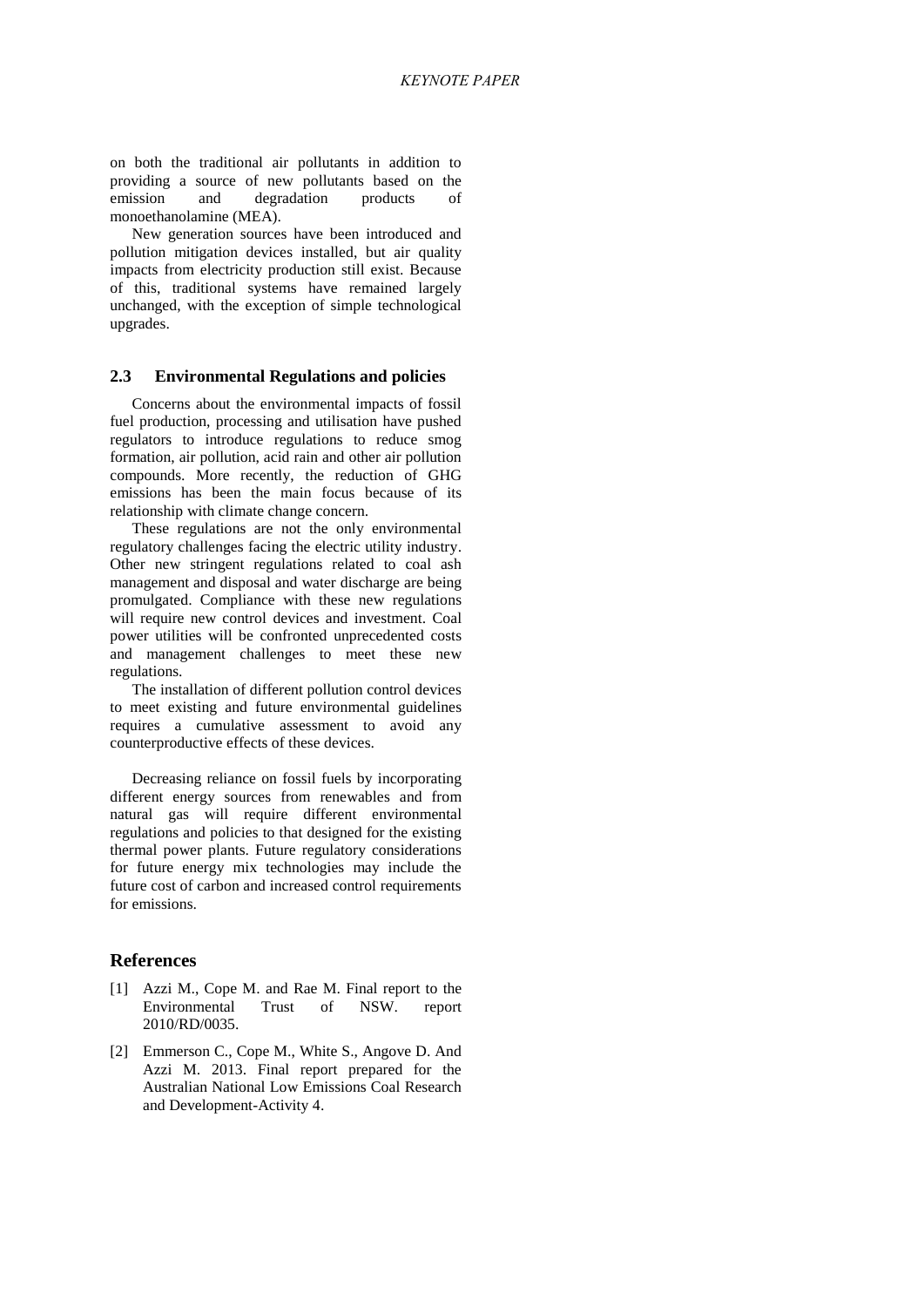on both the traditional air pollutants in addition to providing a source of new pollutants based on the emission and degradation products of monoethanolamine (MEA).

New generation sources have been introduced and pollution mitigation devices installed, but air quality impacts from electricity production still exist. Because of this, traditional systems have remained largely unchanged, with the exception of simple technological upgrades.

## 2.3 Environmental Regulations and policies

Concerns about the environmental impacts of fossil fuel production, processing and utilisation have pushed regulators to introduce regulations to reduce smog formation, air pollution, acid rain and other air pollution compounds. More recently, the reduction of GHG emissions has been the main focus because of its relationship with climate change concern.

These regulations are not the only environmental regulatory challenges facing the electric utility industry. Other new stringent regulations related to coal ash management and disposal and water discharge are being promulgated. Compliance with these new regulations will require new control devices and investment. Coal power utilities will be confronted unprecedented costs and management challenges to meet these new regulations.

The installation of different pollution control devices to meet existing and future environmental guidelines requires a cumulative assessment to avoid any counterproductive effects of these devices.

Decreasing reliance on fossil fuels by incorporating different energy sources from renewables and from natural gas will require different environmental regulations and policies to that designed for the existing thermal power plants. Future regulatory considerations for future energy mix technologies may include the future cost of carbon and increased control requirements for emissions.

# References

[1] Azzi M., Cope M. and Rae M. Final report to the Environmental Trust of NSW. report 2010/RD/0035.

[2] Emmerson C., Cope M., White S., Angove D. And Azzi M. 2013. Final report prepared for the Australian National Low Emissions Coal Research and Development-Activity 4.